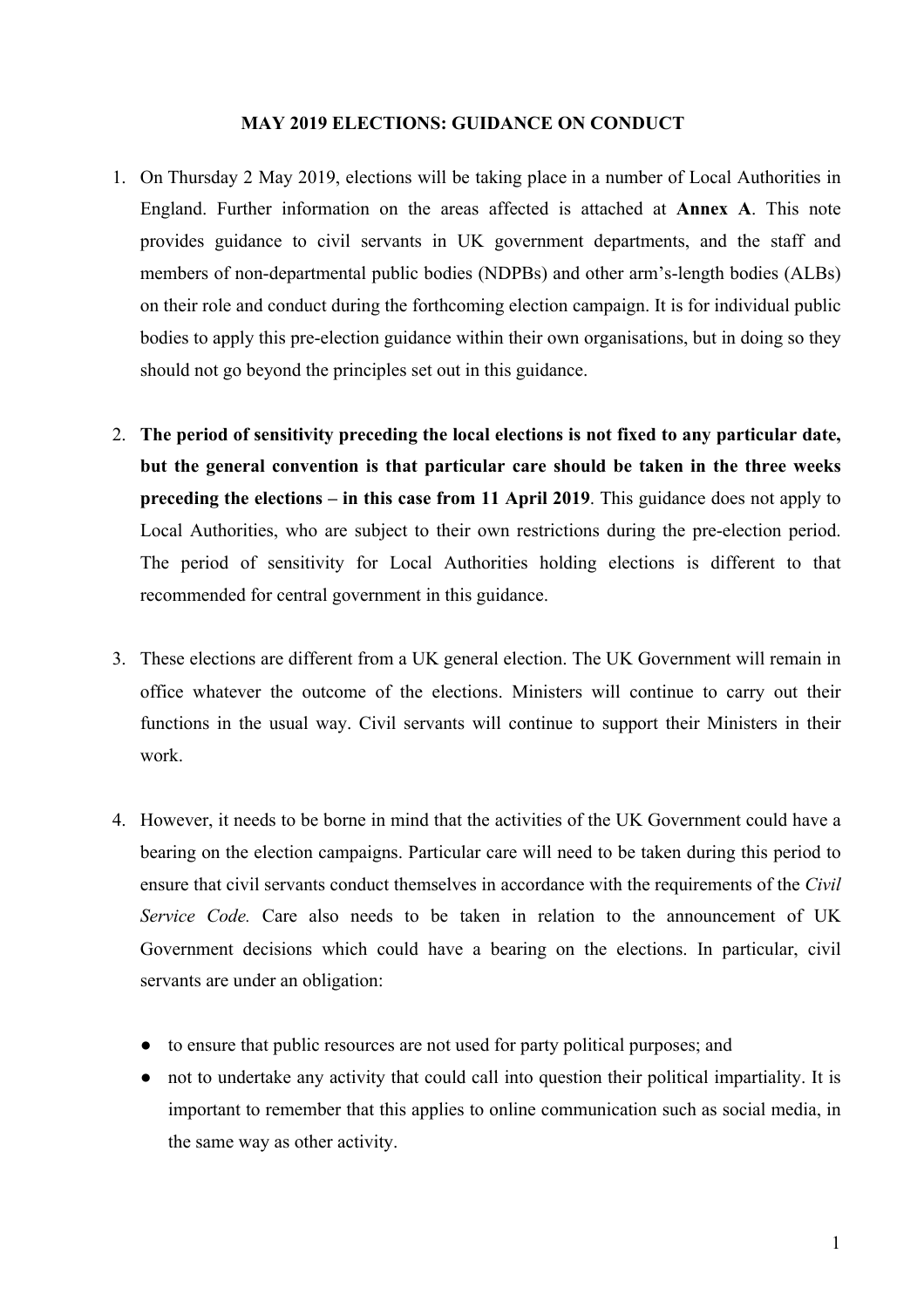# MAY 2019 ELECTIONS: GUIDANCE ON CONDUCT

1. On Thursday 2 May 2019, elections will be taking place in a number of Local Authorities in England. Further information on the areas affected is attached at **Annex A**. This note provides guidance to civil servants in UK government departments, and the staff and members of non-departmental public bodies (NDPBs) and other arm's-length bodies (ALBs) on their role and conduct during the forthcoming election campaign. It is for individual public bodies to apply this pre-election guidance within their own organisations, but in doing so they should not go beyond the principles set out in this guidance.

2. **The period of sensitivity preceding the local elections is not fixed to any particular date, but the general convention is that particular care should be taken in the three weeks preceding the elections – in this case from 11 April 2019**. This guidance does not apply to Local Authorities, who are subject to their own restrictions during the pre-election period. The period of sensitivity for Local Authorities holding elections is different to that recommended for central government in this guidance.

3. These elections are different from a UK general election. The UK Government will remain in office whatever the outcome of the elections. Ministers will continue to carry out their functions in the usual way. Civil servants will continue to support their Ministers in their work.

4. However, it needs to be borne in mind that the activities of the UK Government could have a bearing on the election campaigns. Particular care will need to be taken during this period to ensure that civil servants conduct themselves in accordance with the requirements of the *Civil Service Code.* Care also needs to be taken in relation to the announcement of UK Government decisions which could have a bearing on the elections. In particular, civil servants are under an obligation:

   - to ensure that public resources are not used for party political purposes; and
   - not to undertake any activity that could call into question their political impartiality. It is important to remember that this applies to online communication such as social media, in the same way as other activity.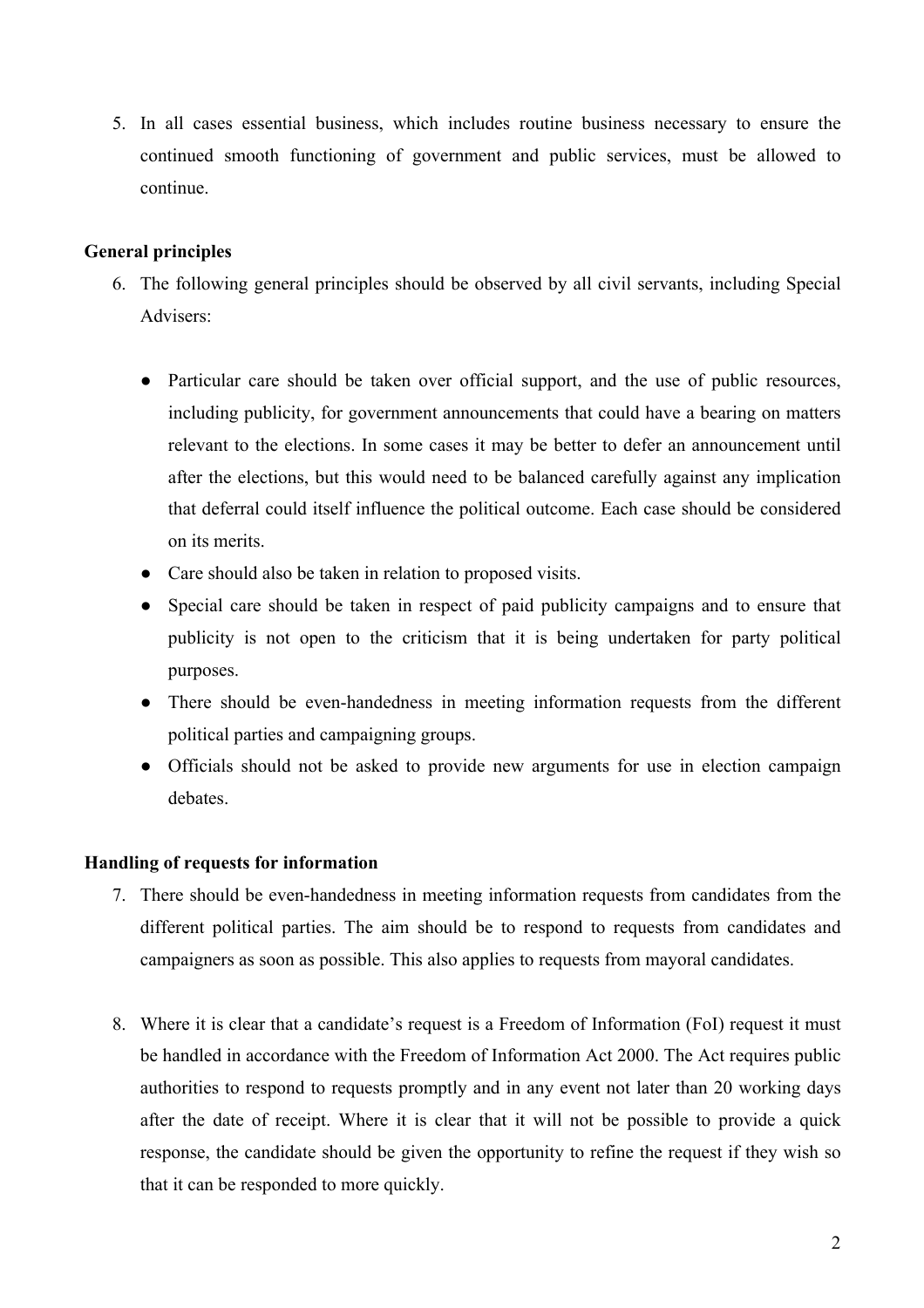5. In all cases essential business, which includes routine business necessary to ensure the continued smooth functioning of government and public services, must be allowed to continue.

**General principles**

6. The following general principles should be observed by all civil servants, including Special Advisers:

    - Particular care should be taken over official support, and the use of public resources, including publicity, for government announcements that could have a bearing on matters relevant to the elections. In some cases it may be better to defer an announcement until after the elections, but this would need to be balanced carefully against any implication that deferral could itself influence the political outcome. Each case should be considered on its merits.
    - Care should also be taken in relation to proposed visits.
    - Special care should be taken in respect of paid publicity campaigns and to ensure that publicity is not open to the criticism that it is being undertaken for party political purposes.
    - There should be even-handedness in meeting information requests from the different political parties and campaigning groups.
    - Officials should not be asked to provide new arguments for use in election campaign debates.

**Handling of requests for information**

7. There should be even-handedness in meeting information requests from candidates from the different political parties. The aim should be to respond to requests from candidates and campaigners as soon as possible. This also applies to requests from mayoral candidates.

8. Where it is clear that a candidate's request is a Freedom of Information (FoI) request it must be handled in accordance with the Freedom of Information Act 2000. The Act requires public authorities to respond to requests promptly and in any event not later than 20 working days after the date of receipt. Where it is clear that it will not be possible to provide a quick response, the candidate should be given the opportunity to refine the request if they wish so that it can be responded to more quickly.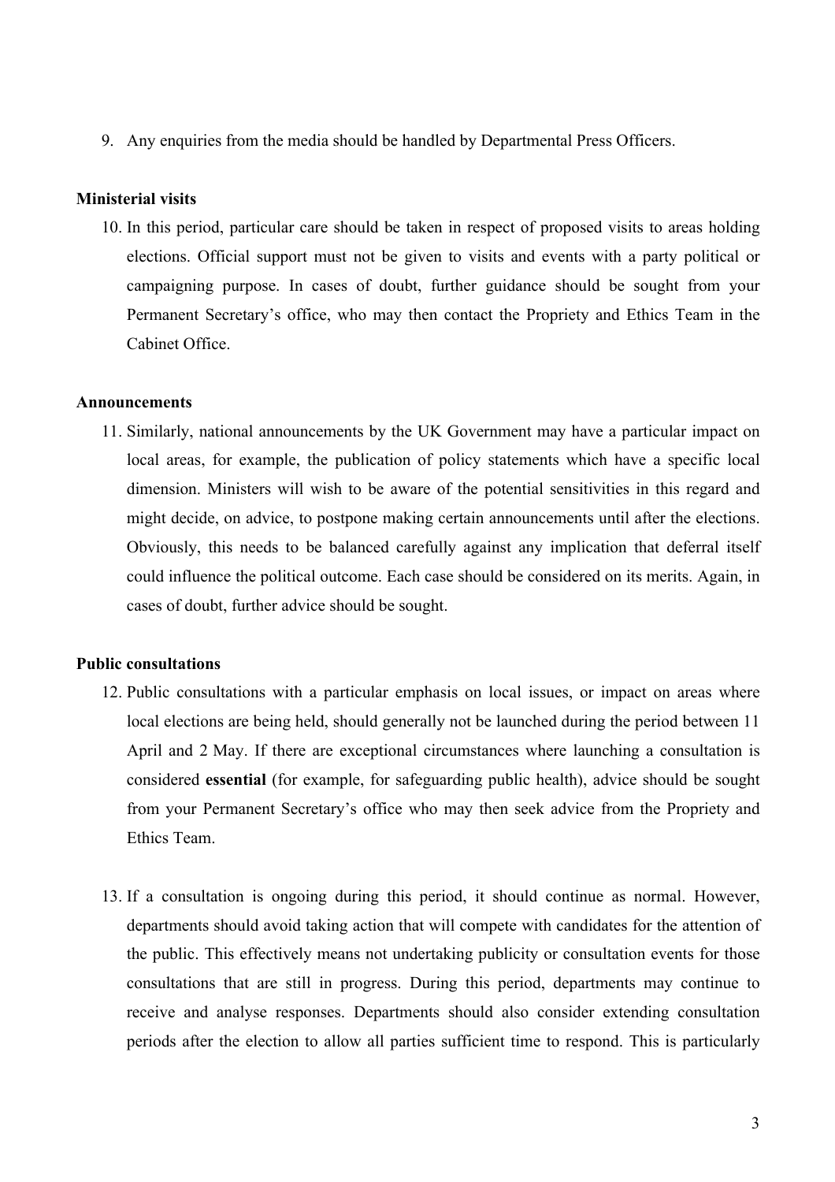9. Any enquiries from the media should be handled by Departmental Press Officers.

**Ministerial visits**

10. In this period, particular care should be taken in respect of proposed visits to areas holding elections. Official support must not be given to visits and events with a party political or campaigning purpose. In cases of doubt, further guidance should be sought from your Permanent Secretary's office, who may then contact the Propriety and Ethics Team in the Cabinet Office.

**Announcements**

11. Similarly, national announcements by the UK Government may have a particular impact on local areas, for example, the publication of policy statements which have a specific local dimension. Ministers will wish to be aware of the potential sensitivities in this regard and might decide, on advice, to postpone making certain announcements until after the elections. Obviously, this needs to be balanced carefully against any implication that deferral itself could influence the political outcome. Each case should be considered on its merits. Again, in cases of doubt, further advice should be sought.

**Public consultations**

12. Public consultations with a particular emphasis on local issues, or impact on areas where local elections are being held, should generally not be launched during the period between 11 April and 2 May. If there are exceptional circumstances where launching a consultation is considered **essential** (for example, for safeguarding public health), advice should be sought from your Permanent Secretary's office who may then seek advice from the Propriety and Ethics Team.

13. If a consultation is ongoing during this period, it should continue as normal. However, departments should avoid taking action that will compete with candidates for the attention of the public. This effectively means not undertaking publicity or consultation events for those consultations that are still in progress. During this period, departments may continue to receive and analyse responses. Departments should also consider extending consultation periods after the election to allow all parties sufficient time to respond. This is particularly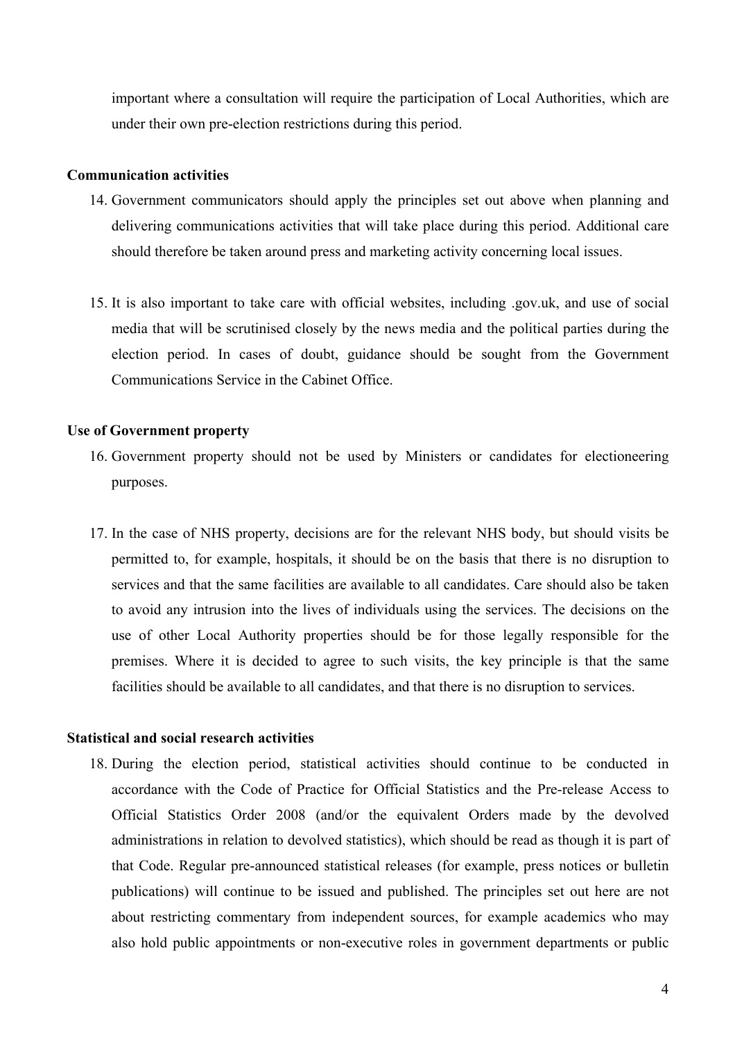important where a consultation will require the participation of Local Authorities, which are under their own pre-election restrictions during this period.

**Communication activities**

14. Government communicators should apply the principles set out above when planning and delivering communications activities that will take place during this period. Additional care should therefore be taken around press and marketing activity concerning local issues.

15. It is also important to take care with official websites, including .gov.uk, and use of social media that will be scrutinised closely by the news media and the political parties during the election period. In cases of doubt, guidance should be sought from the Government Communications Service in the Cabinet Office.

**Use of Government property**

16. Government property should not be used by Ministers or candidates for electioneering purposes.

17. In the case of NHS property, decisions are for the relevant NHS body, but should visits be permitted to, for example, hospitals, it should be on the basis that there is no disruption to services and that the same facilities are available to all candidates. Care should also be taken to avoid any intrusion into the lives of individuals using the services. The decisions on the use of other Local Authority properties should be for those legally responsible for the premises. Where it is decided to agree to such visits, the key principle is that the same facilities should be available to all candidates, and that there is no disruption to services.

**Statistical and social research activities**

18. During the election period, statistical activities should continue to be conducted in accordance with the Code of Practice for Official Statistics and the Pre-release Access to Official Statistics Order 2008 (and/or the equivalent Orders made by the devolved administrations in relation to devolved statistics), which should be read as though it is part of that Code. Regular pre-announced statistical releases (for example, press notices or bulletin publications) will continue to be issued and published. The principles set out here are not about restricting commentary from independent sources, for example academics who may also hold public appointments or non-executive roles in government departments or public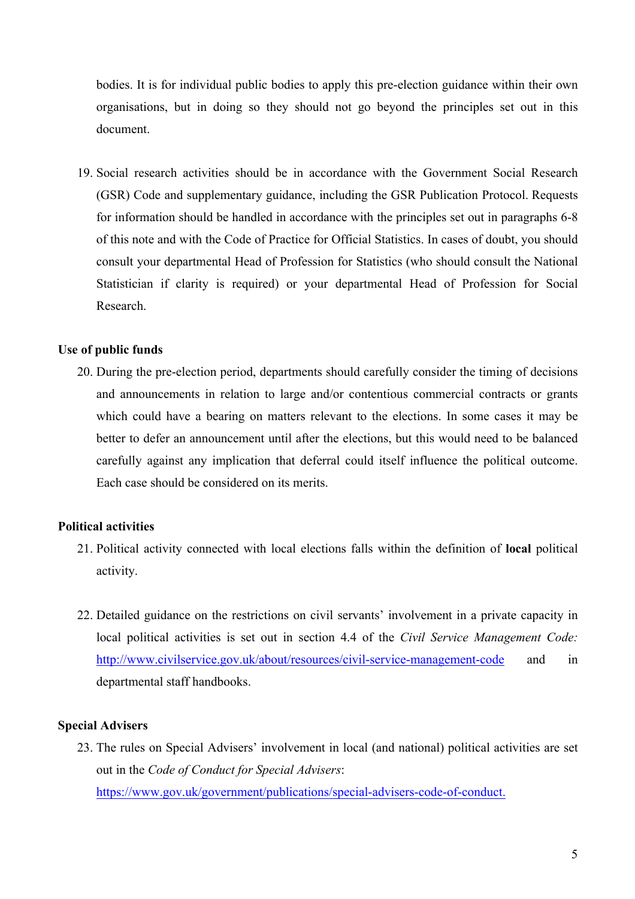bodies. It is for individual public bodies to apply this pre-election guidance within their own organisations, but in doing so they should not go beyond the principles set out in this document.

19. Social research activities should be in accordance with the Government Social Research (GSR) Code and supplementary guidance, including the GSR Publication Protocol. Requests for information should be handled in accordance with the principles set out in paragraphs 6-8 of this note and with the Code of Practice for Official Statistics. In cases of doubt, you should consult your departmental Head of Profession for Statistics (who should consult the National Statistician if clarity is required) or your departmental Head of Profession for Social Research.

**Use of public funds**

20. During the pre-election period, departments should carefully consider the timing of decisions and announcements in relation to large and/or contentious commercial contracts or grants which could have a bearing on matters relevant to the elections. In some cases it may be better to defer an announcement until after the elections, but this would need to be balanced carefully against any implication that deferral could itself influence the political outcome. Each case should be considered on its merits.

**Political activities**

21. Political activity connected with local elections falls within the definition of **local** political activity.

22. Detailed guidance on the restrictions on civil servants' involvement in a private capacity in local political activities is set out in section 4.4 of the *Civil Service Management Code:* http://www.civilservice.gov.uk/about/resources/civil-service-management-code and in departmental staff handbooks.

**Special Advisers**

23. The rules on Special Advisers' involvement in local (and national) political activities are set out in the *Code of Conduct for Special Advisers*: https://www.gov.uk/government/publications/special-advisers-code-of-conduct.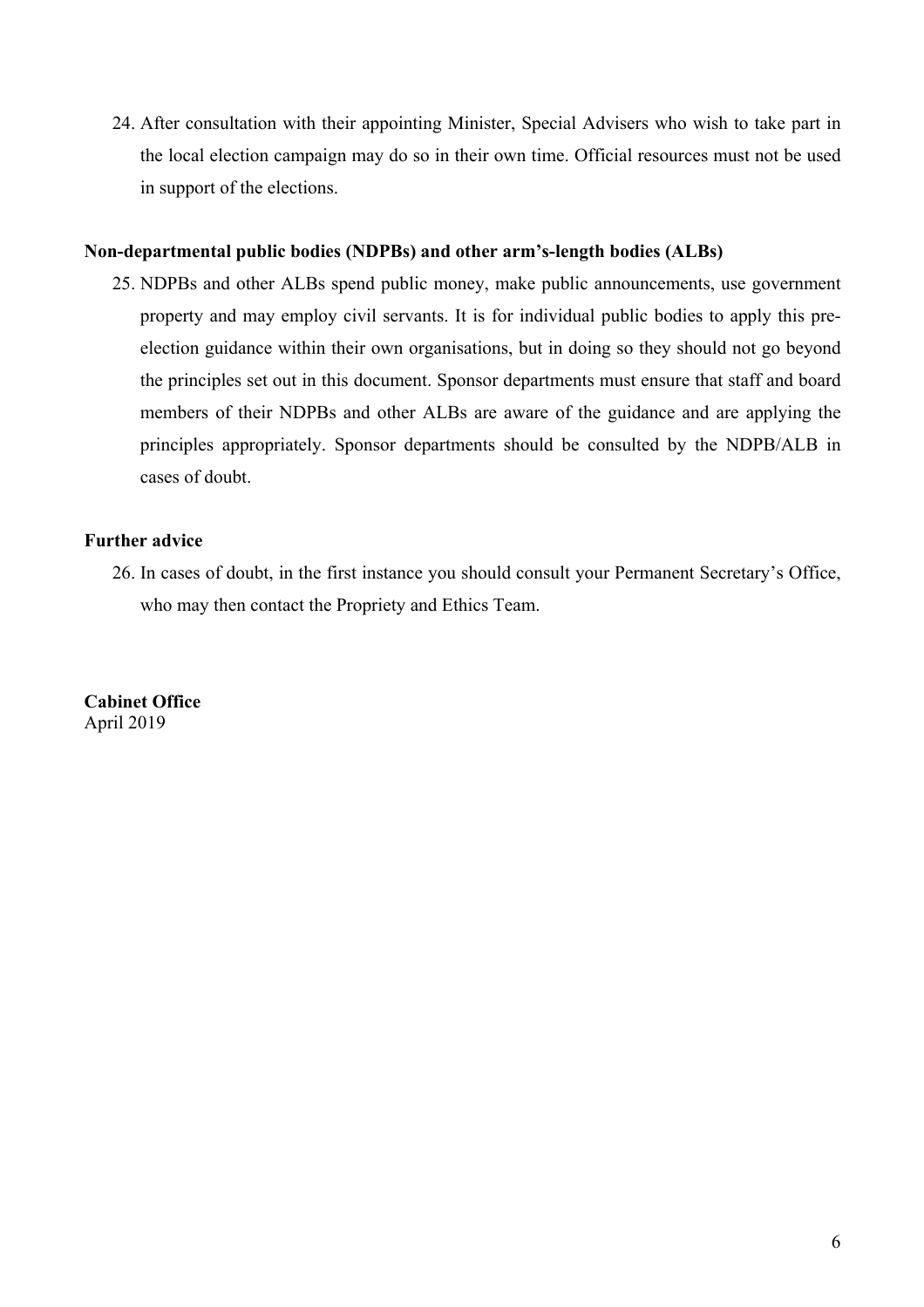24. After consultation with their appointing Minister, Special Advisers who wish to take part in the local election campaign may do so in their own time. Official resources must not be used in support of the elections.

**Non-departmental public bodies (NDPBs) and other arm's-length bodies (ALBs)**

25. NDPBs and other ALBs spend public money, make public announcements, use government property and may employ civil servants. It is for individual public bodies to apply this pre-election guidance within their own organisations, but in doing so they should not go beyond the principles set out in this document. Sponsor departments must ensure that staff and board members of their NDPBs and other ALBs are aware of the guidance and are applying the principles appropriately. Sponsor departments should be consulted by the NDPB/ALB in cases of doubt.

**Further advice**

26. In cases of doubt, in the first instance you should consult your Permanent Secretary's Office, who may then contact the Propriety and Ethics Team.

**Cabinet Office**
April 2019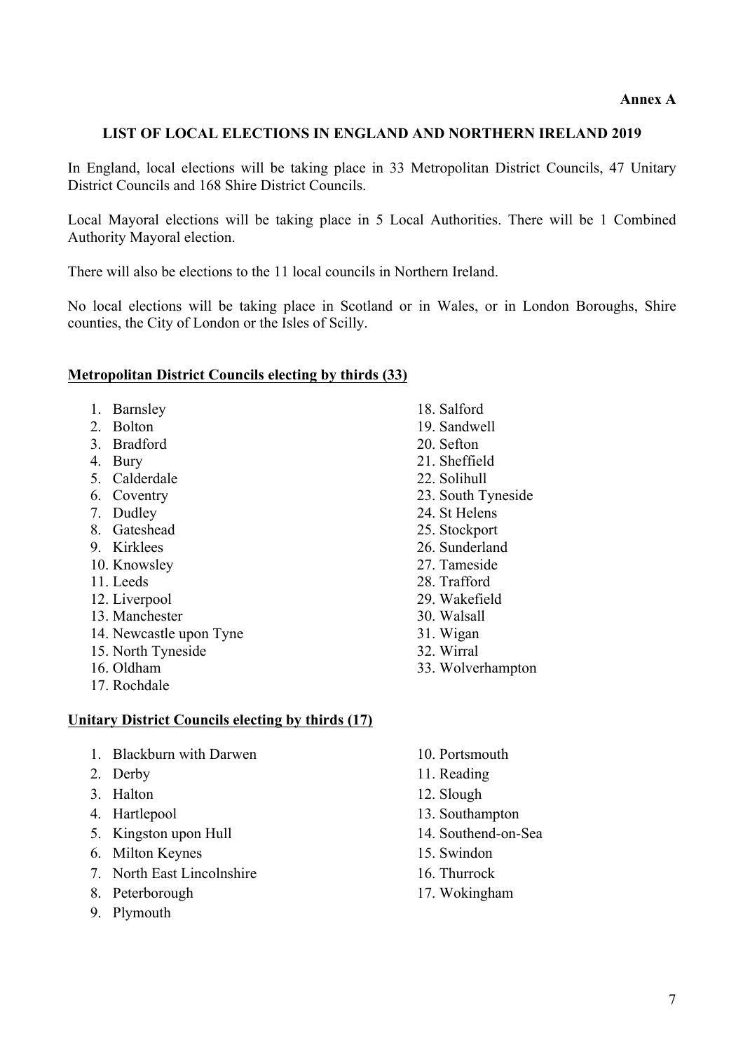**Annex A**

## LIST OF LOCAL ELECTIONS IN ENGLAND AND NORTHERN IRELAND 2019

In England, local elections will be taking place in 33 Metropolitan District Councils, 47 Unitary District Councils and 168 Shire District Councils.

Local Mayoral elections will be taking place in 5 Local Authorities. There will be 1 Combined Authority Mayoral election.

There will also be elections to the 11 local councils in Northern Ireland.

No local elections will be taking place in Scotland or in Wales, or in London Boroughs, Shire counties, the City of London or the Isles of Scilly.

### Metropolitan District Councils electing by thirds (33)

1. Barnsley
2. Bolton
3. Bradford
4. Bury
5. Calderdale
6. Coventry
7. Dudley
8. Gateshead
9. Kirklees
10. Knowsley
11. Leeds
12. Liverpool
13. Manchester
14. Newcastle upon Tyne
15. North Tyneside
16. Oldham
17. Rochdale
18. Salford
19. Sandwell
20. Sefton
21. Sheffield
22. Solihull
23. South Tyneside
24. St Helens
25. Stockport
26. Sunderland
27. Tameside
28. Trafford
29. Wakefield
30. Walsall
31. Wigan
32. Wirral
33. Wolverhampton

### Unitary District Councils electing by thirds (17)

1. Blackburn with Darwen
2. Derby
3. Halton
4. Hartlepool
5. Kingston upon Hull
6. Milton Keynes
7. North East Lincolnshire
8. Peterborough
9. Plymouth
10. Portsmouth
11. Reading
12. Slough
13. Southampton
14. Southend-on-Sea
15. Swindon
16. Thurrock
17. Wokingham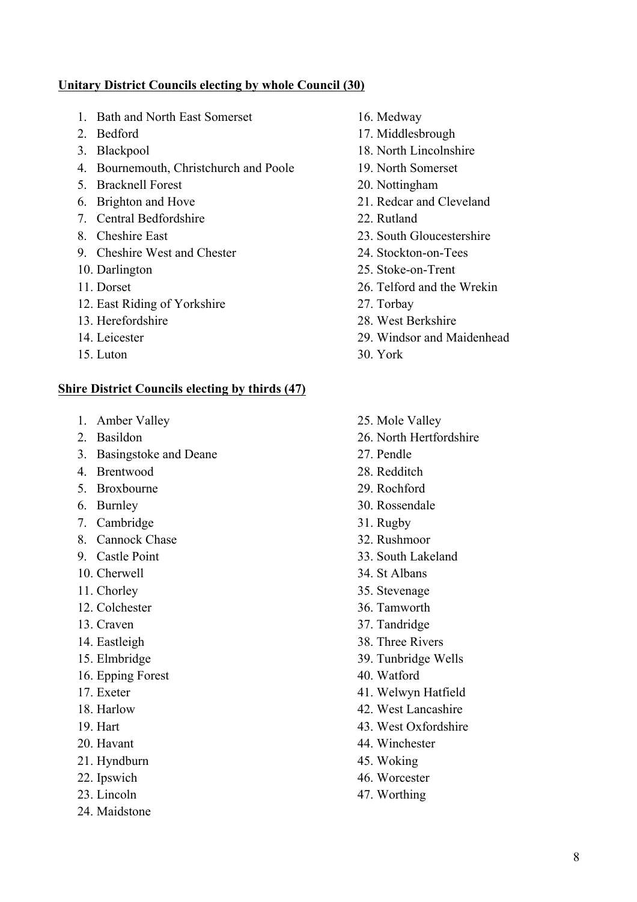**Unitary District Councils electing by whole Council (30)**

1. Bath and North East Somerset
2. Bedford
3. Blackpool
4. Bournemouth, Christchurch and Poole
5. Bracknell Forest
6. Brighton and Hove
7. Central Bedfordshire
8. Cheshire East
9. Cheshire West and Chester
10. Darlington
11. Dorset
12. East Riding of Yorkshire
13. Herefordshire
14. Leicester
15. Luton
16. Medway
17. Middlesbrough
18. North Lincolnshire
19. North Somerset
20. Nottingham
21. Redcar and Cleveland
22. Rutland
23. South Gloucestershire
24. Stockton-on-Tees
25. Stoke-on-Trent
26. Telford and the Wrekin
27. Torbay
28. West Berkshire
29. Windsor and Maidenhead
30. York

**Shire District Councils electing by thirds (47)**

1. Amber Valley
2. Basildon
3. Basingstoke and Deane
4. Brentwood
5. Broxbourne
6. Burnley
7. Cambridge
8. Cannock Chase
9. Castle Point
10. Cherwell
11. Chorley
12. Colchester
13. Craven
14. Eastleigh
15. Elmbridge
16. Epping Forest
17. Exeter
18. Harlow
19. Hart
20. Havant
21. Hyndburn
22. Ipswich
23. Lincoln
24. Maidstone
25. Mole Valley
26. North Hertfordshire
27. Pendle
28. Redditch
29. Rochford
30. Rossendale
31. Rugby
32. Rushmoor
33. South Lakeland
34. St Albans
35. Stevenage
36. Tamworth
37. Tandridge
38. Three Rivers
39. Tunbridge Wells
40. Watford
41. Welwyn Hatfield
42. West Lancashire
43. West Oxfordshire
44. Winchester
45. Woking
46. Worcester
47. Worthing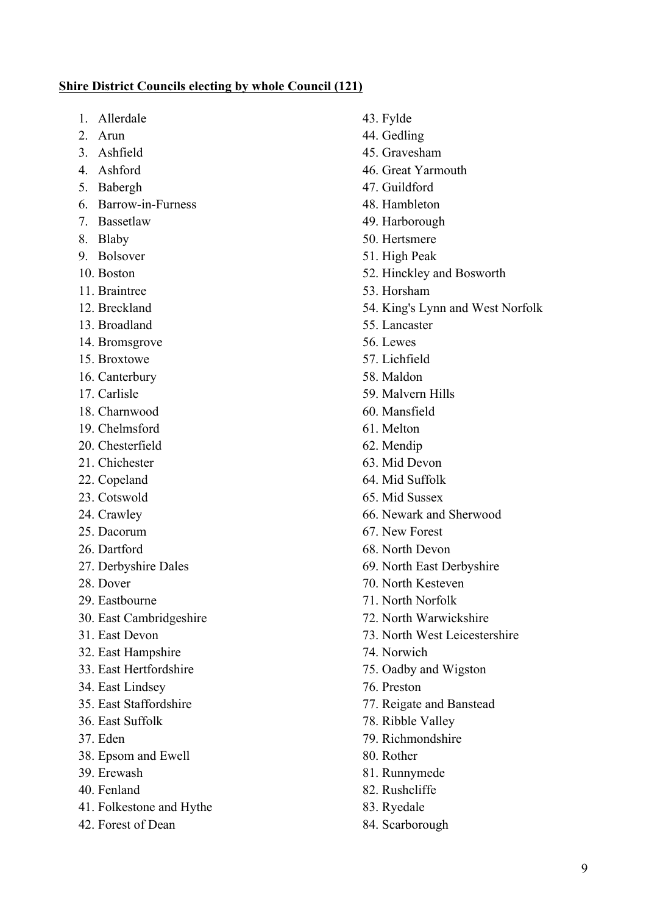**Shire District Councils electing by whole Council (121)**

1. Allerdale
2. Arun
3. Ashfield
4. Ashford
5. Babergh
6. Barrow-in-Furness
7. Bassetlaw
8. Blaby
9. Bolsover
10. Boston
11. Braintree
12. Breckland
13. Broadland
14. Bromsgrove
15. Broxtowe
16. Canterbury
17. Carlisle
18. Charnwood
19. Chelmsford
20. Chesterfield
21. Chichester
22. Copeland
23. Cotswold
24. Crawley
25. Dacorum
26. Dartford
27. Derbyshire Dales
28. Dover
29. Eastbourne
30. East Cambridgeshire
31. East Devon
32. East Hampshire
33. East Hertfordshire
34. East Lindsey
35. East Staffordshire
36. East Suffolk
37. Eden
38. Epsom and Ewell
39. Erewash
40. Fenland
41. Folkestone and Hythe
42. Forest of Dean
43. Fylde
44. Gedling
45. Gravesham
46. Great Yarmouth
47. Guildford
48. Hambleton
49. Harborough
50. Hertsmere
51. High Peak
52. Hinckley and Bosworth
53. Horsham
54. King's Lynn and West Norfolk
55. Lancaster
56. Lewes
57. Lichfield
58. Maldon
59. Malvern Hills
60. Mansfield
61. Melton
62. Mendip
63. Mid Devon
64. Mid Suffolk
65. Mid Sussex
66. Newark and Sherwood
67. New Forest
68. North Devon
69. North East Derbyshire
70. North Kesteven
71. North Norfolk
72. North Warwickshire
73. North West Leicestershire
74. Norwich
75. Oadby and Wigston
76. Preston
77. Reigate and Banstead
78. Ribble Valley
79. Richmondshire
80. Rother
81. Runnymede
82. Rushcliffe
83. Ryedale
84. Scarborough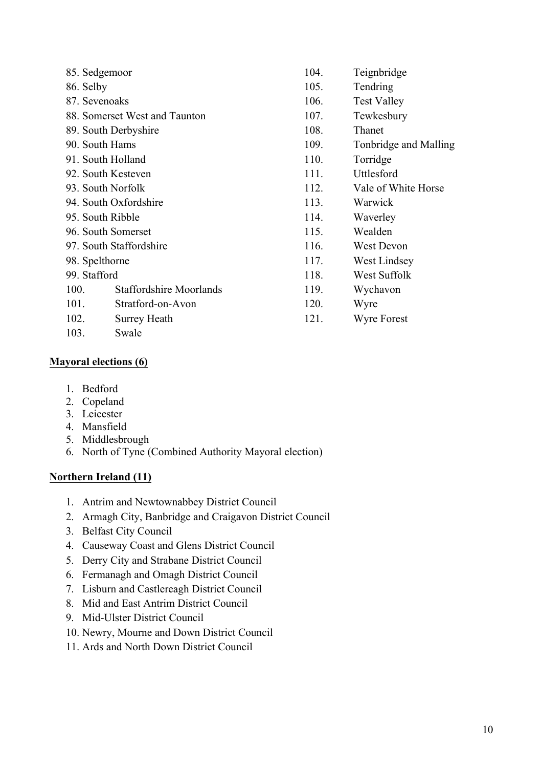85. Sedgemoor
86. Selby
87. Sevenoaks
88. Somerset West and Taunton
89. South Derbyshire
90. South Hams
91. South Holland
92. South Kesteven
93. South Norfolk
94. South Oxfordshire
95. South Ribble
96. South Somerset
97. South Staffordshire
98. Spelthorne
99. Stafford
100. Staffordshire Moorlands
101. Stratford-on-Avon
102. Surrey Heath
103. Swale
104. Teignbridge
105. Tendring
106. Test Valley
107. Tewkesbury
108. Thanet
109. Tonbridge and Malling
110. Torridge
111. Uttlesford
112. Vale of White Horse
113. Warwick
114. Waverley
115. Wealden
116. West Devon
117. West Lindsey
118. West Suffolk
119. Wychavon
120. Wyre
121. Wyre Forest

**Mayoral elections (6)**

1. Bedford
2. Copeland
3. Leicester
4. Mansfield
5. Middlesbrough
6. North of Tyne (Combined Authority Mayoral election)

**Northern Ireland (11)**

1. Antrim and Newtownabbey District Council
2. Armagh City, Banbridge and Craigavon District Council
3. Belfast City Council
4. Causeway Coast and Glens District Council
5. Derry City and Strabane District Council
6. Fermanagh and Omagh District Council
7. Lisburn and Castlereagh District Council
8. Mid and East Antrim District Council
9. Mid-Ulster District Council
10. Newry, Mourne and Down District Council
11. Ards and North Down District Council